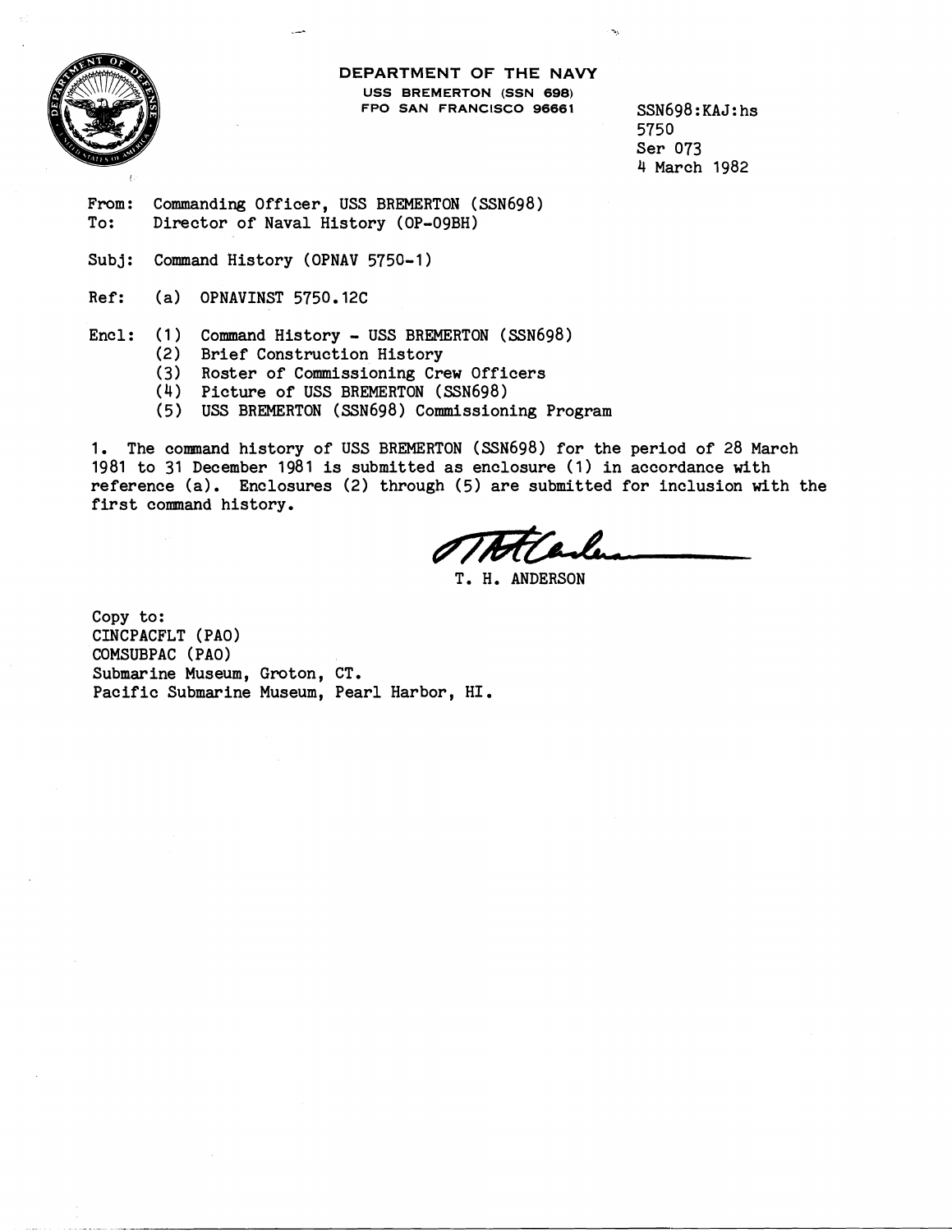**DEPARTMENT OF THE NAVY**
**USS BREMERTON (SSN 698)**
**FPO SAN FRANCISCO 96661**

SSN698:KAJ:hs
5750
Ser 073
4 March 1982

From: Commanding Officer, USS BREMERTON (SSN698)
To: Director of Naval History (OP-09BH)

Subj: Command History (OPNAV 5750-1)

Ref: (a) OPNAVINST 5750.12C

Encl: (1) Command History - USS BREMERTON (SSN698)
(2) Brief Construction History
(3) Roster of Commissioning Crew Officers
(4) Picture of USS BREMERTON (SSN698)
(5) USS BREMERTON (SSN698) Commissioning Program

1. The command history of USS BREMERTON (SSN698) for the period of 28 March 1981 to 31 December 1981 is submitted as enclosure (1) in accordance with reference (a). Enclosures (2) through (5) are submitted for inclusion with the first command history.

T. H. ANDERSON

Copy to:
CINCPACFLT (PAO)
COMSUBPAC (PAO)
Submarine Museum, Groton, CT.
Pacific Submarine Museum, Pearl Harbor, HI.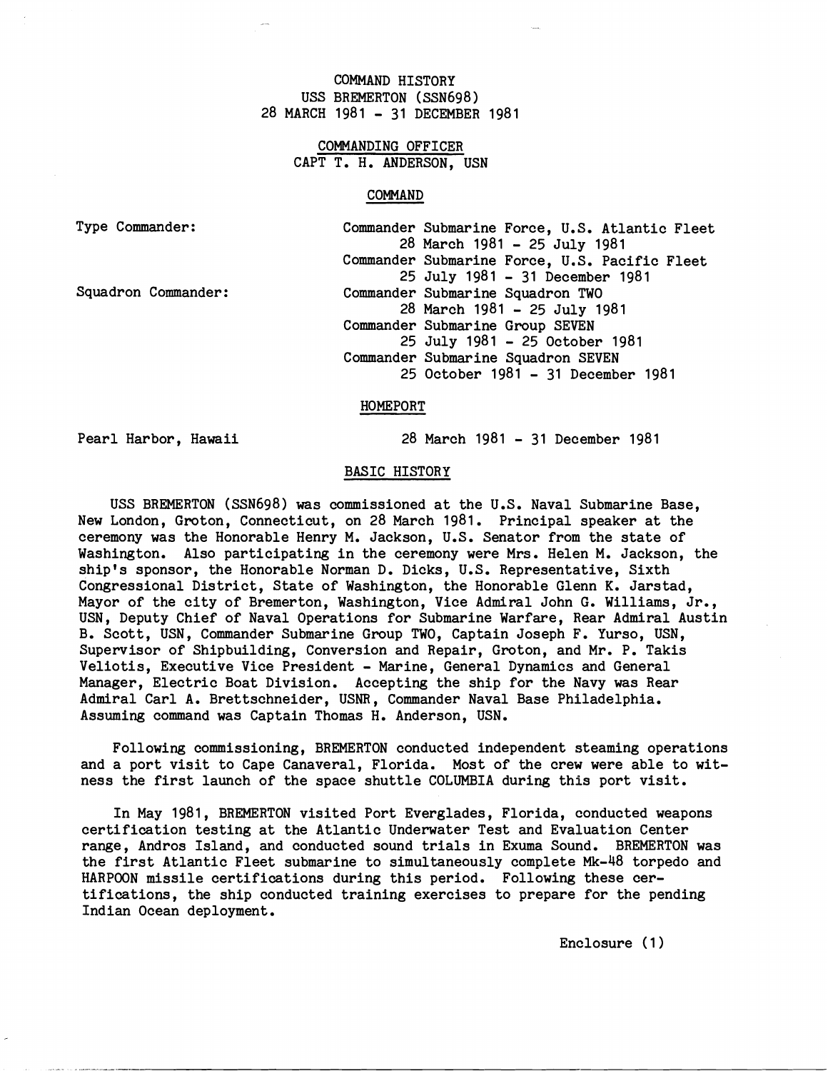COMMAND HISTORY
USS BREMERTON (SSN698)
28 MARCH 1981 - 31 DECEMBER 1981

COMMANDING OFFICER
CAPT T. H. ANDERSON, USN

COMMAND

| | |
|---|---|
| Type Commander: | Commander Submarine Force, U.S. Atlantic Fleet 28 March 1981 - 25 July 1981 |
| | Commander Submarine Force, U.S. Pacific Fleet 25 July 1981 - 31 December 1981 |
| Squadron Commander: | Commander Submarine Squadron TWO 28 March 1981 - 25 July 1981 |
| | Commander Submarine Group SEVEN 25 July 1981 - 25 October 1981 |
| | Commander Submarine Squadron SEVEN 25 October 1981 - 31 December 1981 |

HOMEPORT

| | |
|---|---|
| Pearl Harbor, Hawaii | 28 March 1981 - 31 December 1981 |

BASIC HISTORY

USS BREMERTON (SSN698) was commissioned at the U.S. Naval Submarine Base, New London, Groton, Connecticut, on 28 March 1981. Principal speaker at the ceremony was the Honorable Henry M. Jackson, U.S. Senator from the state of Washington. Also participating in the ceremony were Mrs. Helen M. Jackson, the ship's sponsor, the Honorable Norman D. Dicks, U.S. Representative, Sixth Congressional District, State of Washington, the Honorable Glenn K. Jarstad, Mayor of the city of Bremerton, Washington, Vice Admiral John G. Williams, Jr., USN, Deputy Chief of Naval Operations for Submarine Warfare, Rear Admiral Austin B. Scott, USN, Commander Submarine Group TWO, Captain Joseph F. Yurso, USN, Supervisor of Shipbuilding, Conversion and Repair, Groton, and Mr. P. Takis Veliotis, Executive Vice President - Marine, General Dynamics and General Manager, Electric Boat Division. Accepting the ship for the Navy was Rear Admiral Carl A. Brettschneider, USNR, Commander Naval Base Philadelphia. Assuming command was Captain Thomas H. Anderson, USN.

Following commissioning, BREMERTON conducted independent steaming operations and a port visit to Cape Canaveral, Florida. Most of the crew were able to witness the first launch of the space shuttle COLUMBIA during this port visit.

In May 1981, BREMERTON visited Port Everglades, Florida, conducted weapons certification testing at the Atlantic Underwater Test and Evaluation Center range, Andros Island, and conducted sound trials in Exuma Sound. BREMERTON was the first Atlantic Fleet submarine to simultaneously complete Mk-48 torpedo and HARPOON missile certifications during this period. Following these certifications, the ship conducted training exercises to prepare for the pending Indian Ocean deployment.

Enclosure (1)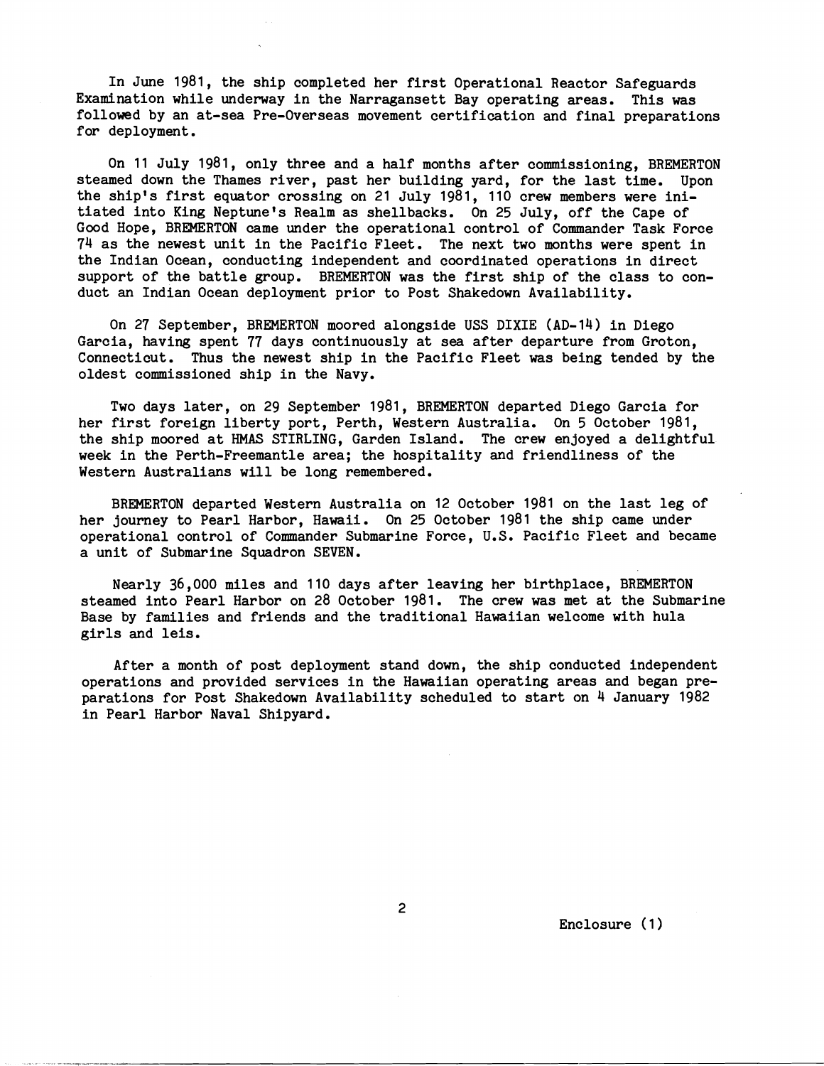In June 1981, the ship completed her first Operational Reactor Safeguards Examination while underway in the Narragansett Bay operating areas. This was followed by an at-sea Pre-Overseas movement certification and final preparations for deployment.

On 11 July 1981, only three and a half months after commissioning, BREMERTON steamed down the Thames river, past her building yard, for the last time. Upon the ship's first equator crossing on 21 July 1981, 110 crew members were initiated into King Neptune's Realm as shellbacks. On 25 July, off the Cape of Good Hope, BREMERTON came under the operational control of Commander Task Force 74 as the newest unit in the Pacific Fleet. The next two months were spent in the Indian Ocean, conducting independent and coordinated operations in direct support of the battle group. BREMERTON was the first ship of the class to conduct an Indian Ocean deployment prior to Post Shakedown Availability.

On 27 September, BREMERTON moored alongside USS DIXIE (AD-14) in Diego Garcia, having spent 77 days continuously at sea after departure from Groton, Connecticut. Thus the newest ship in the Pacific Fleet was being tended by the oldest commissioned ship in the Navy.

Two days later, on 29 September 1981, BREMERTON departed Diego Garcia for her first foreign liberty port, Perth, Western Australia. On 5 October 1981, the ship moored at HMAS STIRLING, Garden Island. The crew enjoyed a delightful week in the Perth-Freemantle area; the hospitality and friendliness of the Western Australians will be long remembered.

BREMERTON departed Western Australia on 12 October 1981 on the last leg of her journey to Pearl Harbor, Hawaii. On 25 October 1981 the ship came under operational control of Commander Submarine Force, U.S. Pacific Fleet and became a unit of Submarine Squadron SEVEN.

Nearly 36,000 miles and 110 days after leaving her birthplace, BREMERTON steamed into Pearl Harbor on 28 October 1981. The crew was met at the Submarine Base by families and friends and the traditional Hawaiian welcome with hula girls and leis.

After a month of post deployment stand down, the ship conducted independent operations and provided services in the Hawaiian operating areas and began preparations for Post Shakedown Availability scheduled to start on 4 January 1982 in Pearl Harbor Naval Shipyard.

Enclosure (1)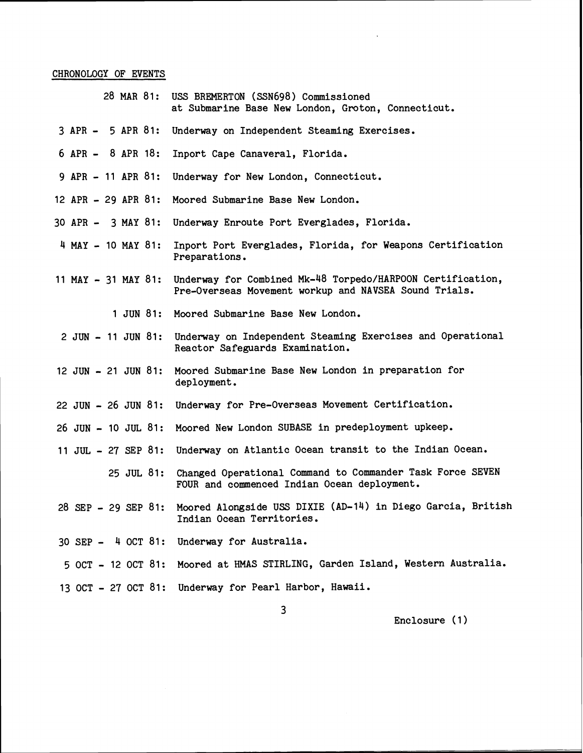CHRONOLOGY OF EVENTS

| | |
|---|---|
| 28 MAR 81: | USS BREMERTON (SSN698) Commissioned at Submarine Base New London, Groton, Connecticut. |
| 3 APR - 5 APR 81: | Underway on Independent Steaming Exercises. |
| 6 APR - 8 APR 18: | Inport Cape Canaveral, Florida. |
| 9 APR - 11 APR 81: | Underway for New London, Connecticut. |
| 12 APR - 29 APR 81: | Moored Submarine Base New London. |
| 30 APR - 3 MAY 81: | Underway Enroute Port Everglades, Florida. |
| 4 MAY - 10 MAY 81: | Inport Port Everglades, Florida, for Weapons Certification Preparations. |
| 11 MAY - 31 MAY 81: | Underway for Combined Mk-48 Torpedo/HARPOON Certification, Pre-Overseas Movement workup and NAVSEA Sound Trials. |
| 1 JUN 81: | Moored Submarine Base New London. |
| 2 JUN - 11 JUN 81: | Underway on Independent Steaming Exercises and Operational Reactor Safeguards Examination. |
| 12 JUN - 21 JUN 81: | Moored Submarine Base New London in preparation for deployment. |
| 22 JUN - 26 JUN 81: | Underway for Pre-Overseas Movement Certification. |
| 26 JUN - 10 JUL 81: | Moored New London SUBASE in predeployment upkeep. |
| 11 JUL - 27 SEP 81: | Underway on Atlantic Ocean transit to the Indian Ocean. |
| 25 JUL 81: | Changed Operational Command to Commander Task Force SEVEN FOUR and commenced Indian Ocean deployment. |
| 28 SEP - 29 SEP 81: | Moored Alongside USS DIXIE (AD-14) in Diego Garcia, British Indian Ocean Territories. |
| 30 SEP - 4 OCT 81: | Underway for Australia. |
| 5 OCT - 12 OCT 81: | Moored at HMAS STIRLING, Garden Island, Western Australia. |
| 13 OCT - 27 OCT 81: | Underway for Pearl Harbor, Hawaii. |

Enclosure (1)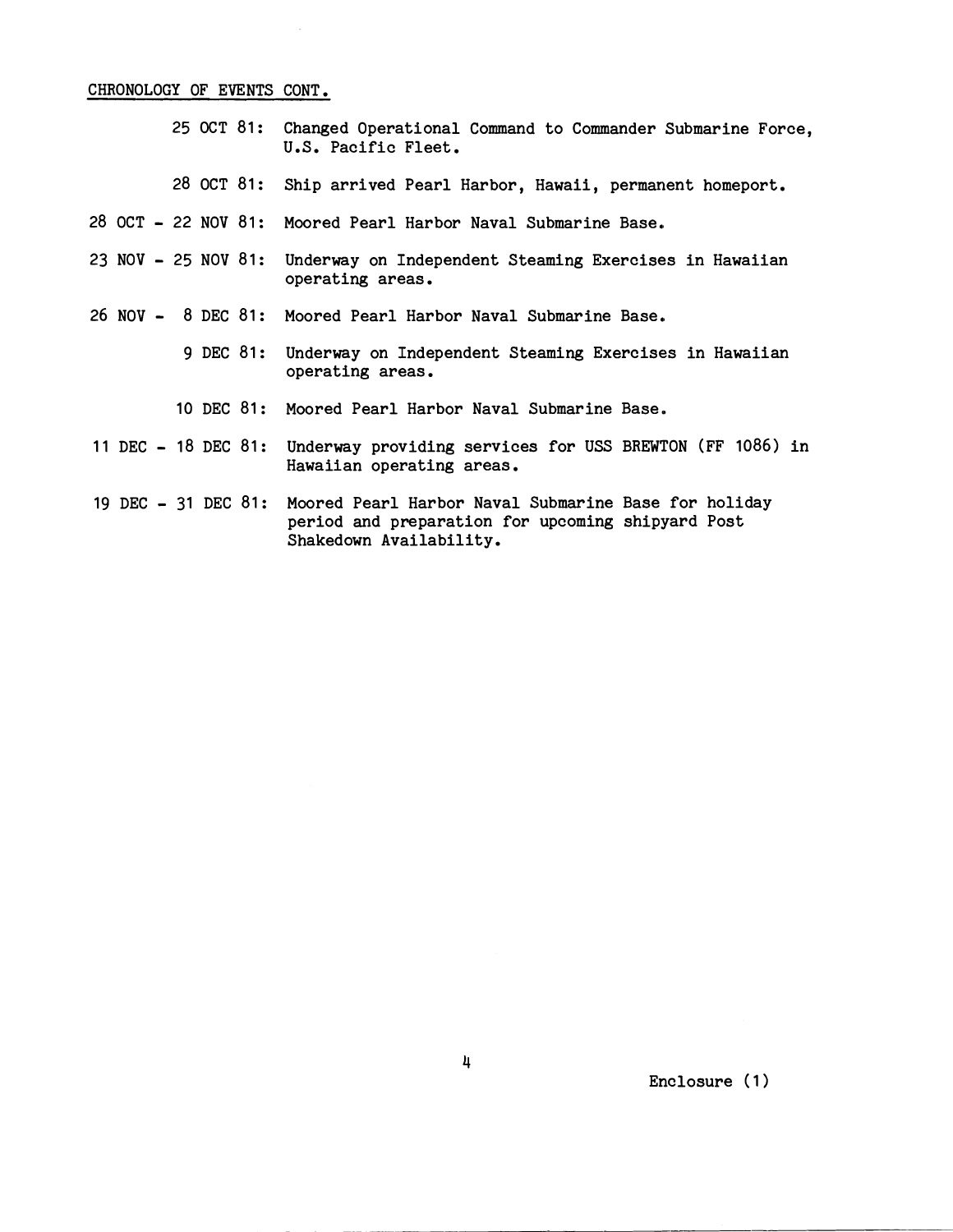CHRONOLOGY OF EVENTS CONT.

25 OCT 81: Changed Operational Command to Commander Submarine Force, U.S. Pacific Fleet.

28 OCT 81: Ship arrived Pearl Harbor, Hawaii, permanent homeport.

28 OCT - 22 NOV 81: Moored Pearl Harbor Naval Submarine Base.

23 NOV - 25 NOV 81: Underway on Independent Steaming Exercises in Hawaiian operating areas.

26 NOV - 8 DEC 81: Moored Pearl Harbor Naval Submarine Base.

9 DEC 81: Underway on Independent Steaming Exercises in Hawaiian operating areas.

10 DEC 81: Moored Pearl Harbor Naval Submarine Base.

11 DEC - 18 DEC 81: Underway providing services for USS BREWTON (FF 1086) in Hawaiian operating areas.

19 DEC - 31 DEC 81: Moored Pearl Harbor Naval Submarine Base for holiday period and preparation for upcoming shipyard Post Shakedown Availability.

Enclosure (1)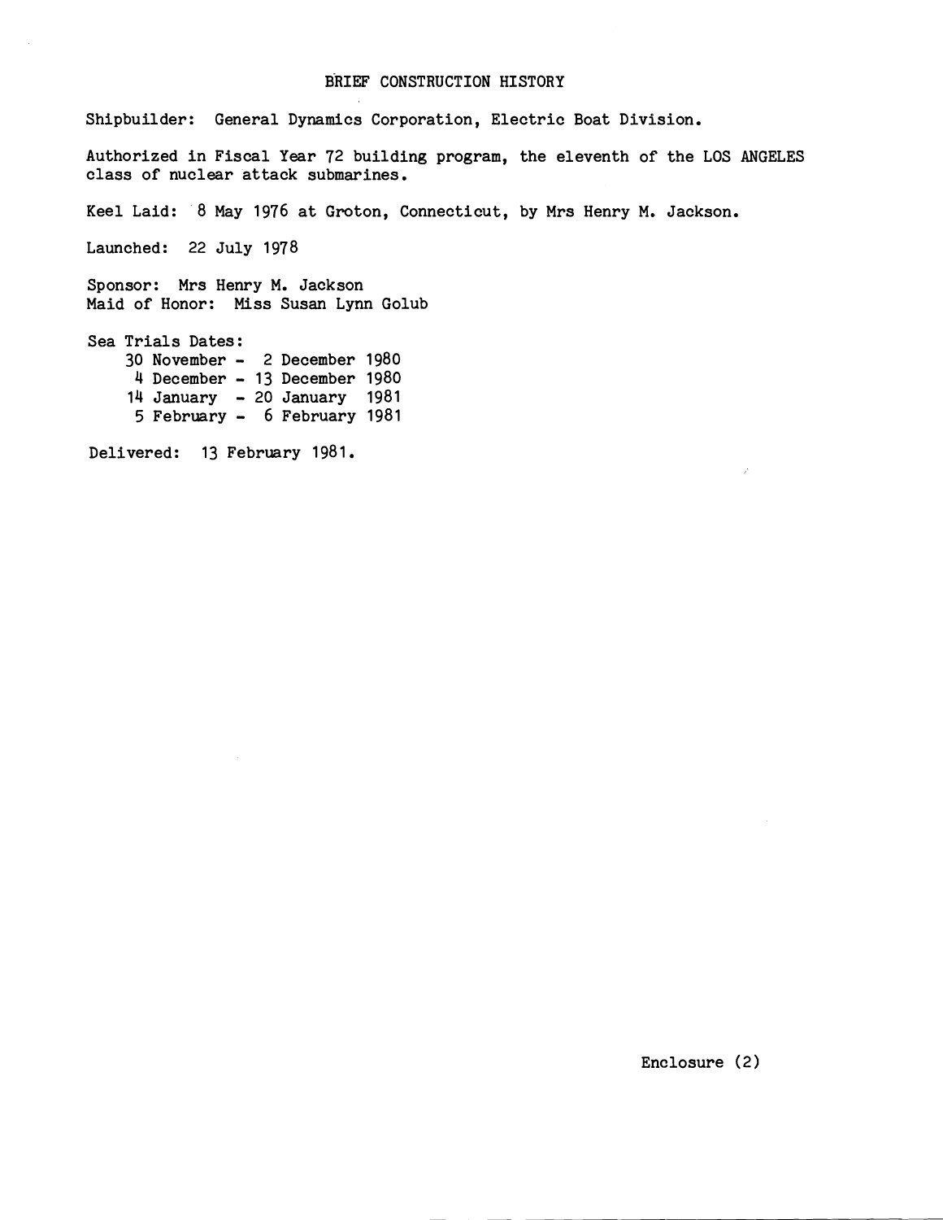# BRIEF CONSTRUCTION HISTORY

Shipbuilder: General Dynamics Corporation, Electric Boat Division.

Authorized in Fiscal Year 72 building program, the eleventh of the LOS ANGELES class of nuclear attack submarines.

Keel Laid: 8 May 1976 at Groton, Connecticut, by Mrs Henry M. Jackson.

Launched: 22 July 1978

Sponsor: Mrs Henry M. Jackson
Maid of Honor: Miss Susan Lynn Golub

Sea Trials Dates:

- 30 November - 2 December 1980
- 4 December - 13 December 1980
- 14 January - 20 January 1981
- 5 February - 6 February 1981

Delivered: 13 February 1981.

Enclosure (2)